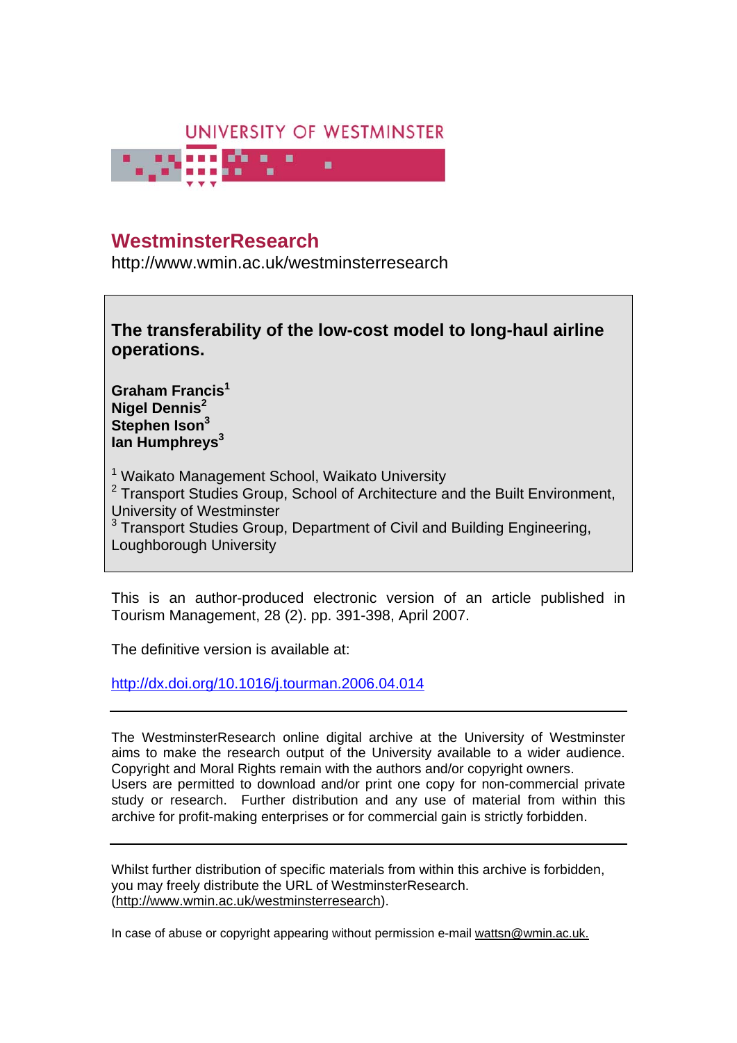UNIVERSITY OF WESTMINSTER

# WestminsterResearch

http://www.wmin.ac.uk/westminsterresearch

## The transferability of the low-cost model to long-haul airline operations.

**Graham Francis[1]**
**Nigel Dennis[2]**
**Stephen Ison[3]**
**Ian Humphreys[3]**

[1] Waikato Management School, Waikato University
[2] Transport Studies Group, School of Architecture and the Built Environment, University of Westminster
[3] Transport Studies Group, Department of Civil and Building Engineering, Loughborough University

This is an author-produced electronic version of an article published in Tourism Management, 28 (2). pp. 391-398, April 2007.

The definitive version is available at:

http://dx.doi.org/10.1016/j.tourman.2006.04.014

---

The WestminsterResearch online digital archive at the University of Westminster aims to make the research output of the University available to a wider audience. Copyright and Moral Rights remain with the authors and/or copyright owners.
Users are permitted to download and/or print one copy for non-commercial private study or research. Further distribution and any use of material from within this archive for profit-making enterprises or for commercial gain is strictly forbidden.

---

Whilst further distribution of specific materials from within this archive is forbidden, you may freely distribute the URL of WestminsterResearch. (http://www.wmin.ac.uk/westminsterresearch).

In case of abuse or copyright appearing without permission e-mail wattsn@wmin.ac.uk.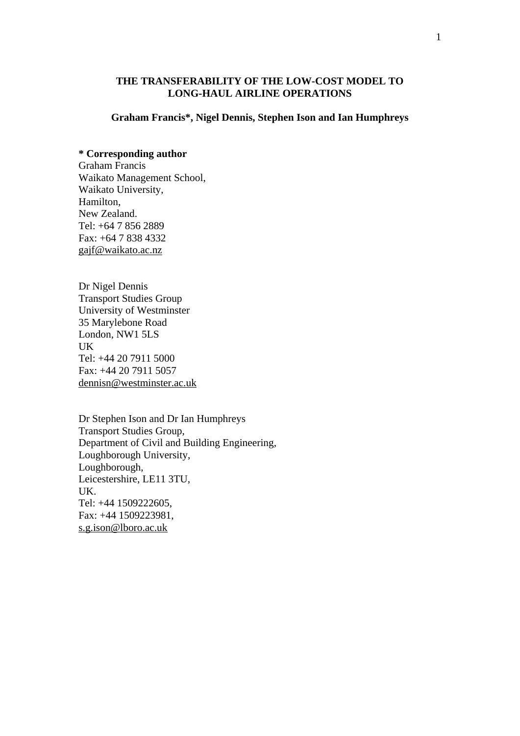# THE TRANSFERABILITY OF THE LOW-COST MODEL TO LONG-HAUL AIRLINE OPERATIONS

**Graham Francis*, Nigel Dennis, Stephen Ison and Ian Humphreys**

**\* Corresponding author**
Graham Francis
Waikato Management School,
Waikato University,
Hamilton,
New Zealand.
Tel: +64 7 856 2889
Fax: +64 7 838 4332
gajf@waikato.ac.nz

Dr Nigel Dennis
Transport Studies Group
University of Westminster
35 Marylebone Road
London, NW1 5LS
UK
Tel: +44 20 7911 5000
Fax: +44 20 7911 5057
dennisn@westminster.ac.uk

Dr Stephen Ison and Dr Ian Humphreys
Transport Studies Group,
Department of Civil and Building Engineering,
Loughborough University,
Loughborough,
Leicestershire, LE11 3TU,
UK.
Tel: +44 1509222605,
Fax: +44 1509223981,
s.g.ison@lboro.ac.uk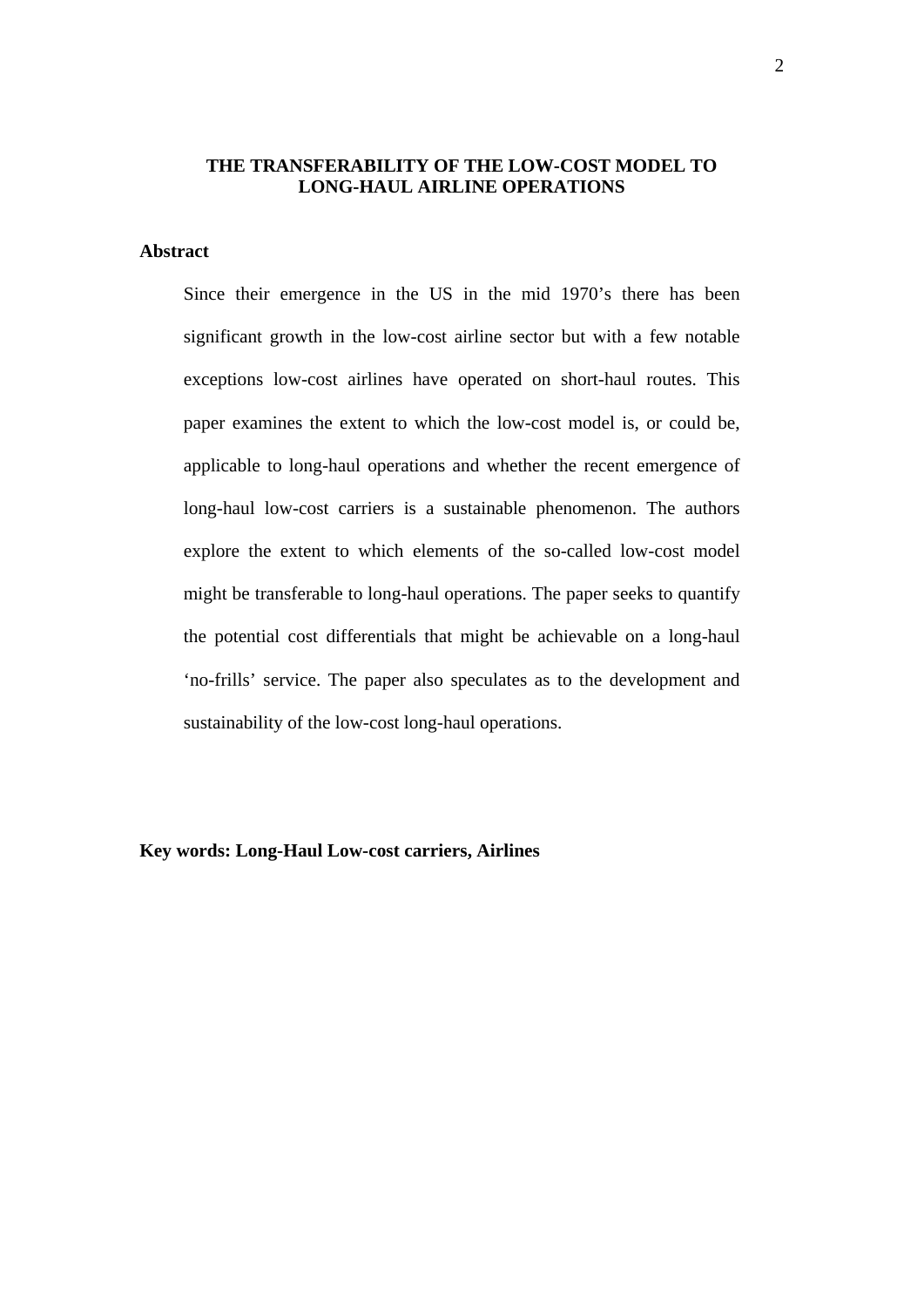# THE TRANSFERABILITY OF THE LOW-COST MODEL TO LONG-HAUL AIRLINE OPERATIONS

## Abstract

Since their emergence in the US in the mid 1970's there has been significant growth in the low-cost airline sector but with a few notable exceptions low-cost airlines have operated on short-haul routes. This paper examines the extent to which the low-cost model is, or could be, applicable to long-haul operations and whether the recent emergence of long-haul low-cost carriers is a sustainable phenomenon. The authors explore the extent to which elements of the so-called low-cost model might be transferable to long-haul operations. The paper seeks to quantify the potential cost differentials that might be achievable on a long-haul 'no-frills' service. The paper also speculates as to the development and sustainability of the low-cost long-haul operations.

**Key words: Long-Haul Low-cost carriers, Airlines**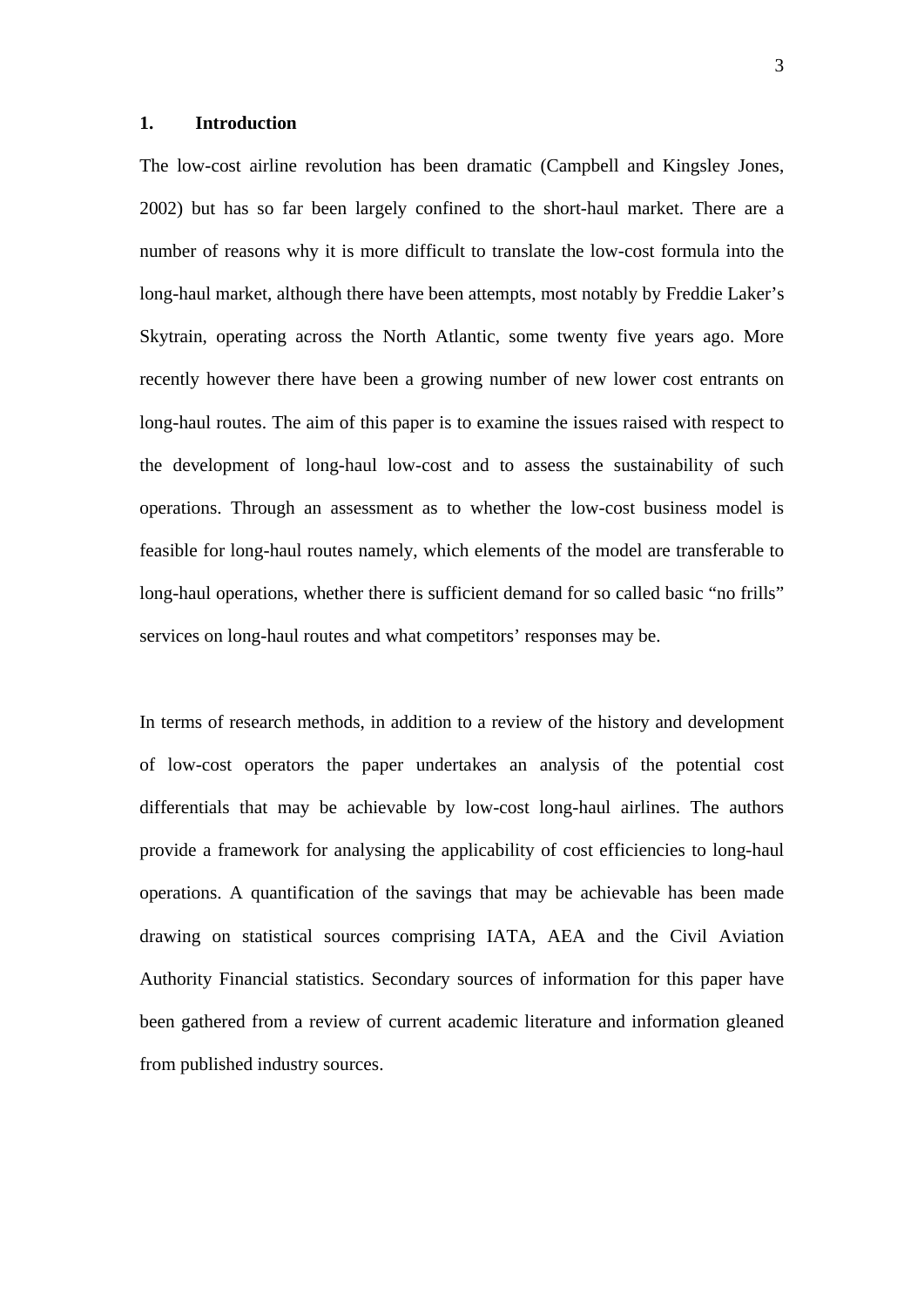## 1. Introduction

The low-cost airline revolution has been dramatic (Campbell and Kingsley Jones, 2002) but has so far been largely confined to the short-haul market. There are a number of reasons why it is more difficult to translate the low-cost formula into the long-haul market, although there have been attempts, most notably by Freddie Laker's Skytrain, operating across the North Atlantic, some twenty five years ago. More recently however there have been a growing number of new lower cost entrants on long-haul routes. The aim of this paper is to examine the issues raised with respect to the development of long-haul low-cost and to assess the sustainability of such operations. Through an assessment as to whether the low-cost business model is feasible for long-haul routes namely, which elements of the model are transferable to long-haul operations, whether there is sufficient demand for so called basic "no frills" services on long-haul routes and what competitors' responses may be.

In terms of research methods, in addition to a review of the history and development of low-cost operators the paper undertakes an analysis of the potential cost differentials that may be achievable by low-cost long-haul airlines. The authors provide a framework for analysing the applicability of cost efficiencies to long-haul operations. A quantification of the savings that may be achievable has been made drawing on statistical sources comprising IATA, AEA and the Civil Aviation Authority Financial statistics. Secondary sources of information for this paper have been gathered from a review of current academic literature and information gleaned from published industry sources.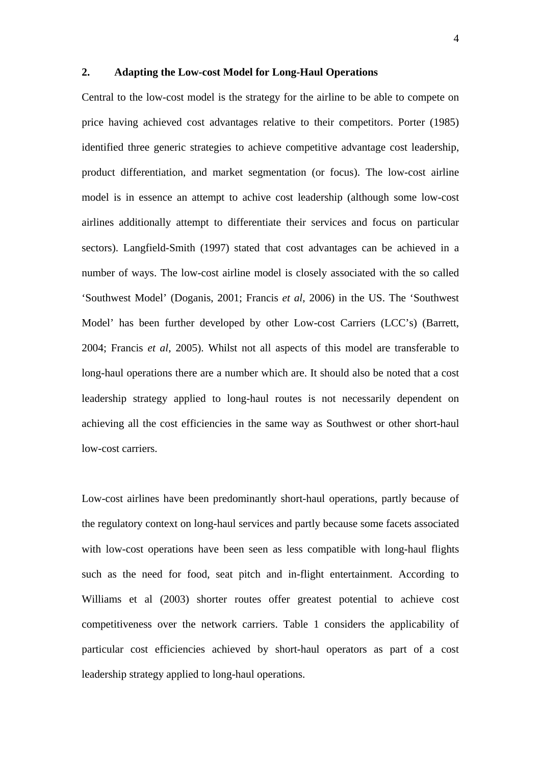## 2. Adapting the Low-cost Model for Long-Haul Operations

Central to the low-cost model is the strategy for the airline to be able to compete on price having achieved cost advantages relative to their competitors. Porter (1985) identified three generic strategies to achieve competitive advantage cost leadership, product differentiation, and market segmentation (or focus). The low-cost airline model is in essence an attempt to achive cost leadership (although some low-cost airlines additionally attempt to differentiate their services and focus on particular sectors). Langfield-Smith (1997) stated that cost advantages can be achieved in a number of ways. The low-cost airline model is closely associated with the so called 'Southwest Model' (Doganis, 2001; Francis *et al*, 2006) in the US. The 'Southwest Model' has been further developed by other Low-cost Carriers (LCC's) (Barrett, 2004; Francis *et al*, 2005). Whilst not all aspects of this model are transferable to long-haul operations there are a number which are. It should also be noted that a cost leadership strategy applied to long-haul routes is not necessarily dependent on achieving all the cost efficiencies in the same way as Southwest or other short-haul low-cost carriers.

Low-cost airlines have been predominantly short-haul operations, partly because of the regulatory context on long-haul services and partly because some facets associated with low-cost operations have been seen as less compatible with long-haul flights such as the need for food, seat pitch and in-flight entertainment. According to Williams et al (2003) shorter routes offer greatest potential to achieve cost competitiveness over the network carriers. Table 1 considers the applicability of particular cost efficiencies achieved by short-haul operators as part of a cost leadership strategy applied to long-haul operations.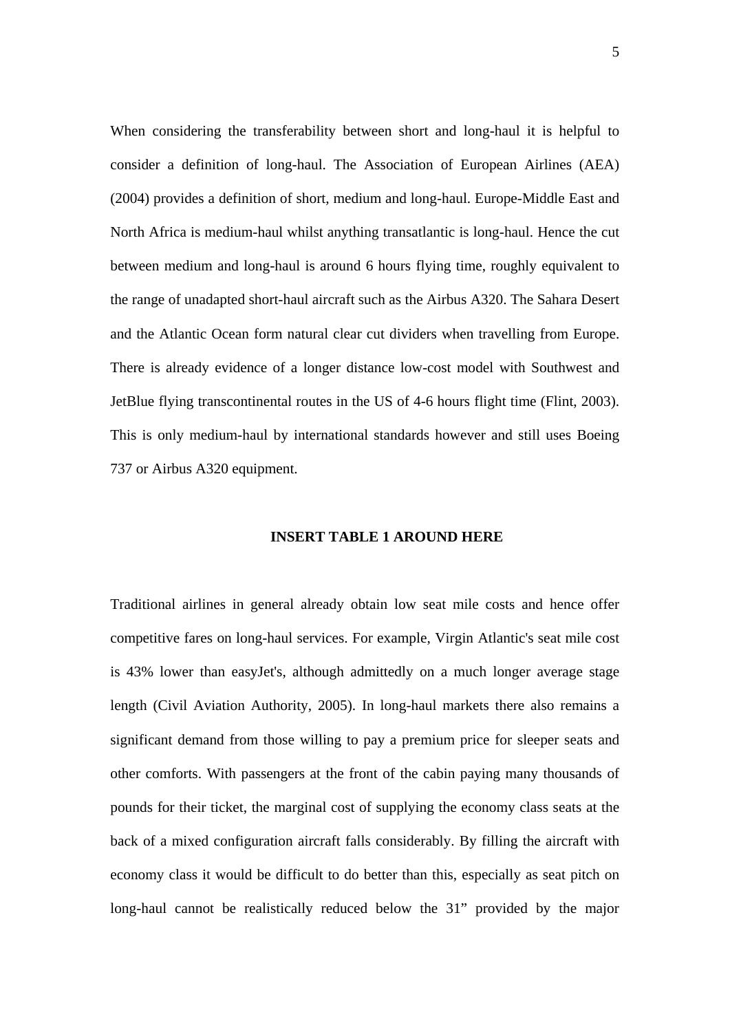When considering the transferability between short and long-haul it is helpful to consider a definition of long-haul. The Association of European Airlines (AEA) (2004) provides a definition of short, medium and long-haul. Europe-Middle East and North Africa is medium-haul whilst anything transatlantic is long-haul. Hence the cut between medium and long-haul is around 6 hours flying time, roughly equivalent to the range of unadapted short-haul aircraft such as the Airbus A320. The Sahara Desert and the Atlantic Ocean form natural clear cut dividers when travelling from Europe. There is already evidence of a longer distance low-cost model with Southwest and JetBlue flying transcontinental routes in the US of 4-6 hours flight time (Flint, 2003). This is only medium-haul by international standards however and still uses Boeing 737 or Airbus A320 equipment.

**INSERT TABLE 1 AROUND HERE**

Traditional airlines in general already obtain low seat mile costs and hence offer competitive fares on long-haul services. For example, Virgin Atlantic's seat mile cost is 43% lower than easyJet's, although admittedly on a much longer average stage length (Civil Aviation Authority, 2005). In long-haul markets there also remains a significant demand from those willing to pay a premium price for sleeper seats and other comforts. With passengers at the front of the cabin paying many thousands of pounds for their ticket, the marginal cost of supplying the economy class seats at the back of a mixed configuration aircraft falls considerably. By filling the aircraft with economy class it would be difficult to do better than this, especially as seat pitch on long-haul cannot be realistically reduced below the 31” provided by the major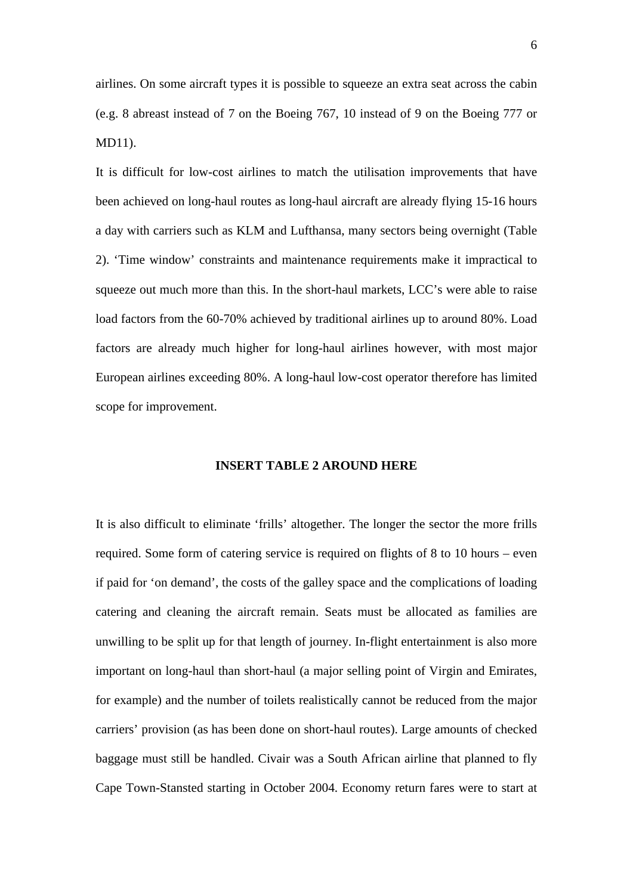airlines. On some aircraft types it is possible to squeeze an extra seat across the cabin (e.g. 8 abreast instead of 7 on the Boeing 767, 10 instead of 9 on the Boeing 777 or MD11).

It is difficult for low-cost airlines to match the utilisation improvements that have been achieved on long-haul routes as long-haul aircraft are already flying 15-16 hours a day with carriers such as KLM and Lufthansa, many sectors being overnight (Table 2). 'Time window' constraints and maintenance requirements make it impractical to squeeze out much more than this. In the short-haul markets, LCC's were able to raise load factors from the 60-70% achieved by traditional airlines up to around 80%. Load factors are already much higher for long-haul airlines however, with most major European airlines exceeding 80%. A long-haul low-cost operator therefore has limited scope for improvement.

**INSERT TABLE 2 AROUND HERE**

It is also difficult to eliminate 'frills' altogether. The longer the sector the more frills required. Some form of catering service is required on flights of 8 to 10 hours – even if paid for 'on demand', the costs of the galley space and the complications of loading catering and cleaning the aircraft remain. Seats must be allocated as families are unwilling to be split up for that length of journey. In-flight entertainment is also more important on long-haul than short-haul (a major selling point of Virgin and Emirates, for example) and the number of toilets realistically cannot be reduced from the major carriers' provision (as has been done on short-haul routes). Large amounts of checked baggage must still be handled. Civair was a South African airline that planned to fly Cape Town-Stansted starting in October 2004. Economy return fares were to start at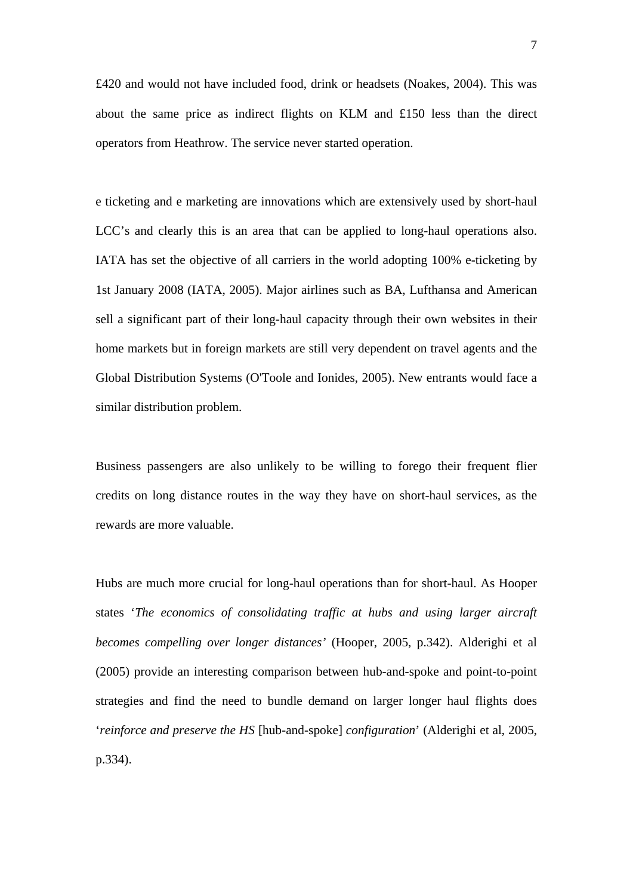£420 and would not have included food, drink or headsets (Noakes, 2004). This was about the same price as indirect flights on KLM and £150 less than the direct operators from Heathrow. The service never started operation.

e ticketing and e marketing are innovations which are extensively used by short-haul LCC's and clearly this is an area that can be applied to long-haul operations also. IATA has set the objective of all carriers in the world adopting 100% e-ticketing by 1st January 2008 (IATA, 2005). Major airlines such as BA, Lufthansa and American sell a significant part of their long-haul capacity through their own websites in their home markets but in foreign markets are still very dependent on travel agents and the Global Distribution Systems (O'Toole and Ionides, 2005). New entrants would face a similar distribution problem.

Business passengers are also unlikely to be willing to forego their frequent flier credits on long distance routes in the way they have on short-haul services, as the rewards are more valuable.

Hubs are much more crucial for long-haul operations than for short-haul. As Hooper states '*The economics of consolidating traffic at hubs and using larger aircraft becomes compelling over longer distances'* (Hooper, 2005, p.342). Alderighi et al (2005) provide an interesting comparison between hub-and-spoke and point-to-point strategies and find the need to bundle demand on larger longer haul flights does '*reinforce and preserve the HS* [hub-and-spoke] *configuration*' (Alderighi et al, 2005, p.334).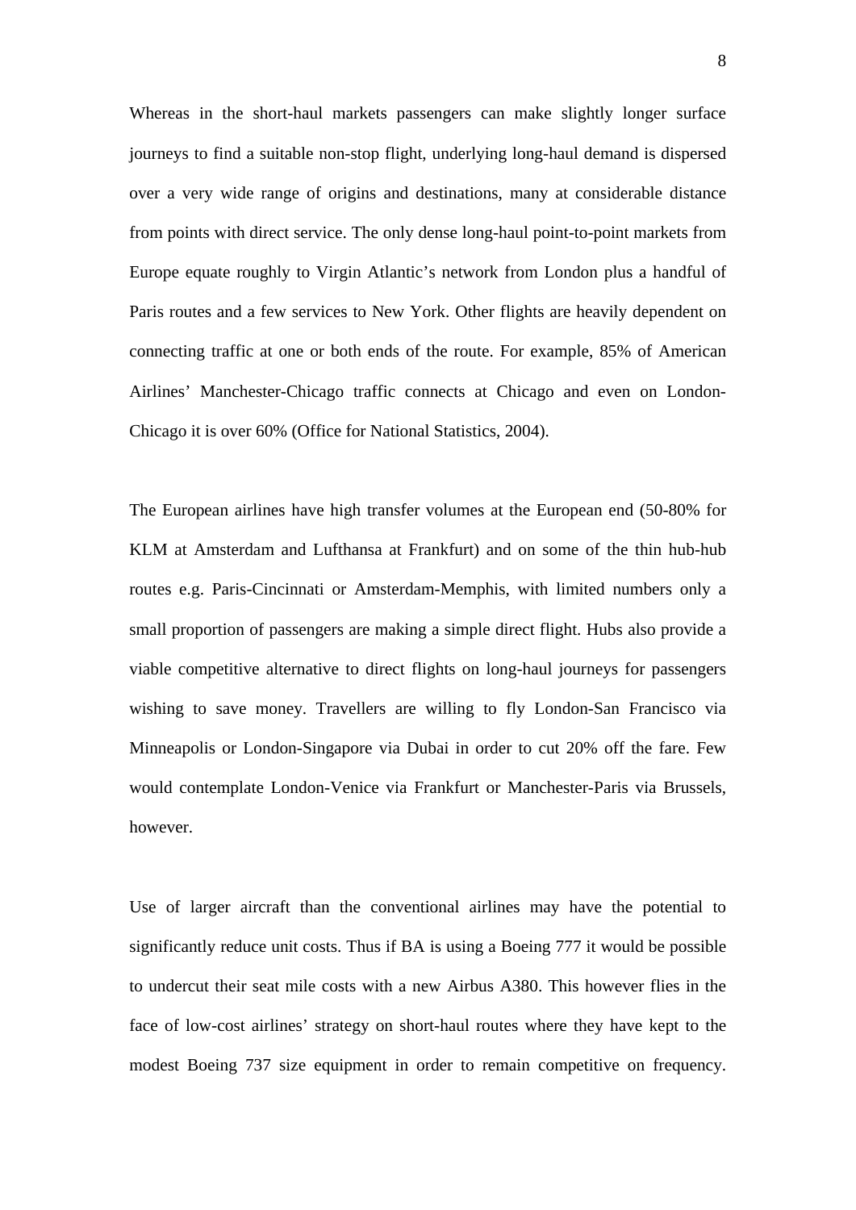Whereas in the short-haul markets passengers can make slightly longer surface journeys to find a suitable non-stop flight, underlying long-haul demand is dispersed over a very wide range of origins and destinations, many at considerable distance from points with direct service. The only dense long-haul point-to-point markets from Europe equate roughly to Virgin Atlantic's network from London plus a handful of Paris routes and a few services to New York. Other flights are heavily dependent on connecting traffic at one or both ends of the route. For example, 85% of American Airlines' Manchester-Chicago traffic connects at Chicago and even on London-Chicago it is over 60% (Office for National Statistics, 2004).

The European airlines have high transfer volumes at the European end (50-80% for KLM at Amsterdam and Lufthansa at Frankfurt) and on some of the thin hub-hub routes e.g. Paris-Cincinnati or Amsterdam-Memphis, with limited numbers only a small proportion of passengers are making a simple direct flight. Hubs also provide a viable competitive alternative to direct flights on long-haul journeys for passengers wishing to save money. Travellers are willing to fly London-San Francisco via Minneapolis or London-Singapore via Dubai in order to cut 20% off the fare. Few would contemplate London-Venice via Frankfurt or Manchester-Paris via Brussels, however.

Use of larger aircraft than the conventional airlines may have the potential to significantly reduce unit costs. Thus if BA is using a Boeing 777 it would be possible to undercut their seat mile costs with a new Airbus A380. This however flies in the face of low-cost airlines' strategy on short-haul routes where they have kept to the modest Boeing 737 size equipment in order to remain competitive on frequency.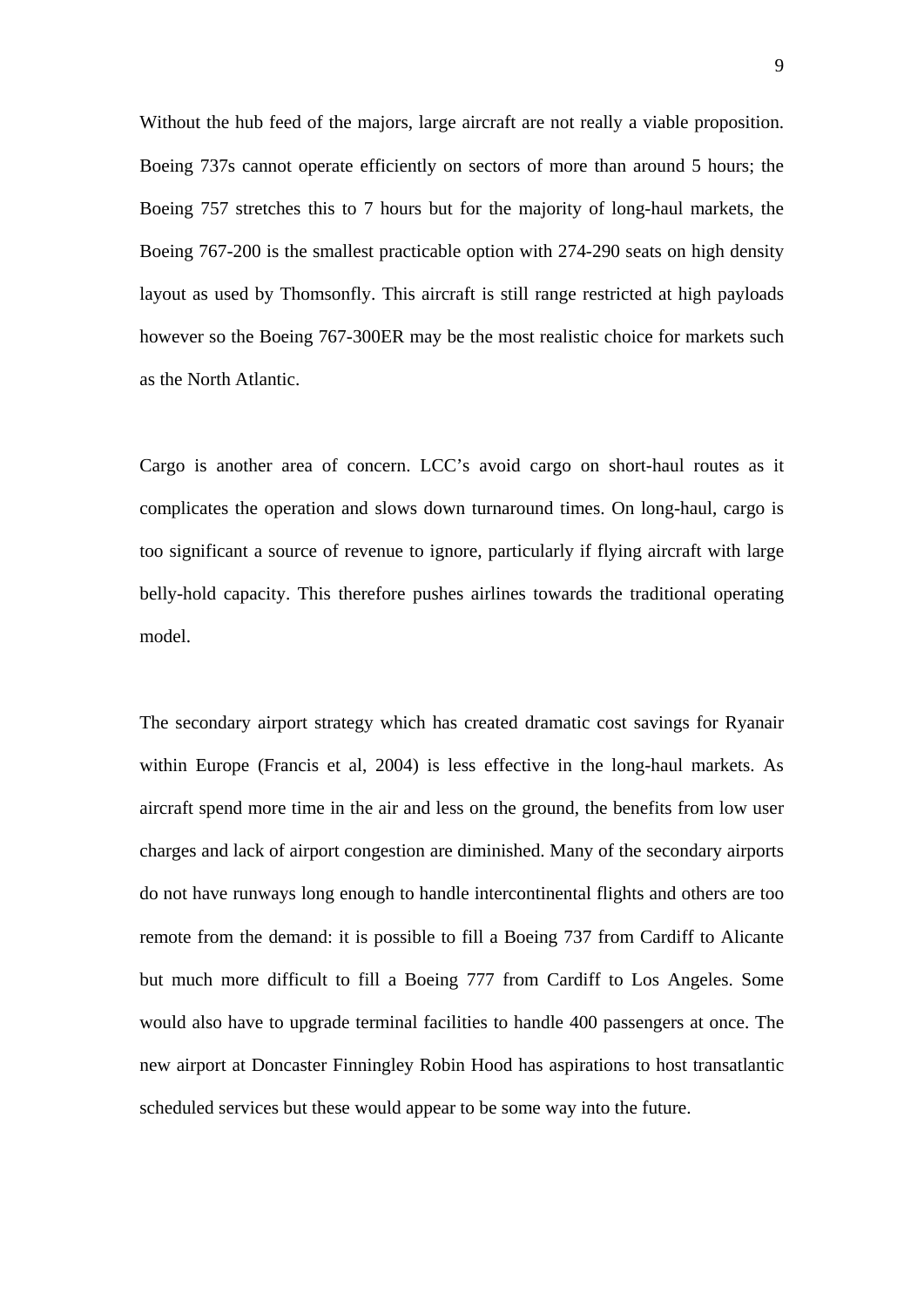Without the hub feed of the majors, large aircraft are not really a viable proposition. Boeing 737s cannot operate efficiently on sectors of more than around 5 hours; the Boeing 757 stretches this to 7 hours but for the majority of long-haul markets, the Boeing 767-200 is the smallest practicable option with 274-290 seats on high density layout as used by Thomsonfly. This aircraft is still range restricted at high payloads however so the Boeing 767-300ER may be the most realistic choice for markets such as the North Atlantic.

Cargo is another area of concern. LCC's avoid cargo on short-haul routes as it complicates the operation and slows down turnaround times. On long-haul, cargo is too significant a source of revenue to ignore, particularly if flying aircraft with large belly-hold capacity. This therefore pushes airlines towards the traditional operating model.

The secondary airport strategy which has created dramatic cost savings for Ryanair within Europe (Francis et al, 2004) is less effective in the long-haul markets. As aircraft spend more time in the air and less on the ground, the benefits from low user charges and lack of airport congestion are diminished. Many of the secondary airports do not have runways long enough to handle intercontinental flights and others are too remote from the demand: it is possible to fill a Boeing 737 from Cardiff to Alicante but much more difficult to fill a Boeing 777 from Cardiff to Los Angeles. Some would also have to upgrade terminal facilities to handle 400 passengers at once. The new airport at Doncaster Finningley Robin Hood has aspirations to host transatlantic scheduled services but these would appear to be some way into the future.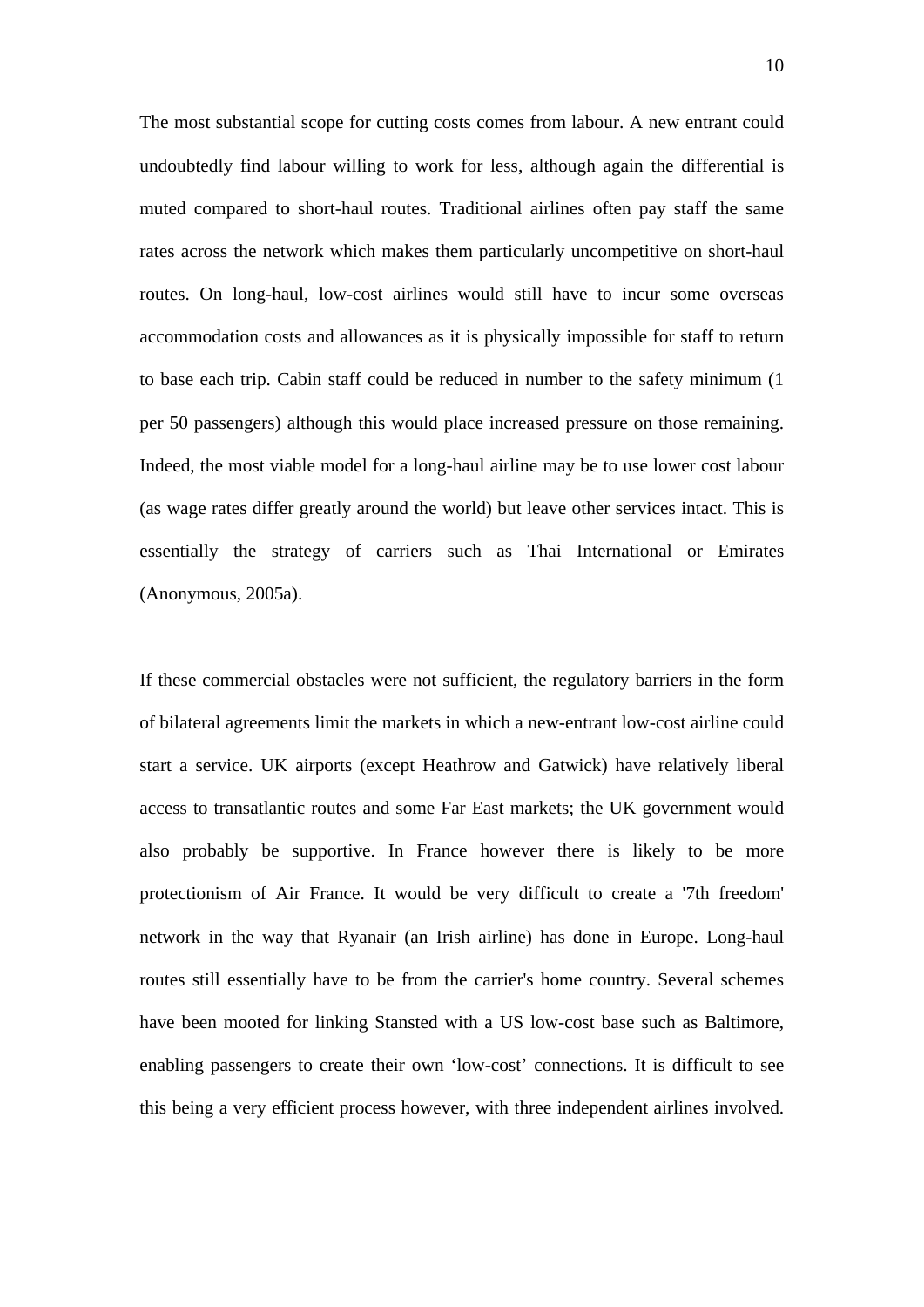The most substantial scope for cutting costs comes from labour. A new entrant could undoubtedly find labour willing to work for less, although again the differential is muted compared to short-haul routes. Traditional airlines often pay staff the same rates across the network which makes them particularly uncompetitive on short-haul routes. On long-haul, low-cost airlines would still have to incur some overseas accommodation costs and allowances as it is physically impossible for staff to return to base each trip. Cabin staff could be reduced in number to the safety minimum (1 per 50 passengers) although this would place increased pressure on those remaining. Indeed, the most viable model for a long-haul airline may be to use lower cost labour (as wage rates differ greatly around the world) but leave other services intact. This is essentially the strategy of carriers such as Thai International or Emirates (Anonymous, 2005a).

If these commercial obstacles were not sufficient, the regulatory barriers in the form of bilateral agreements limit the markets in which a new-entrant low-cost airline could start a service. UK airports (except Heathrow and Gatwick) have relatively liberal access to transatlantic routes and some Far East markets; the UK government would also probably be supportive. In France however there is likely to be more protectionism of Air France. It would be very difficult to create a '7th freedom' network in the way that Ryanair (an Irish airline) has done in Europe. Long-haul routes still essentially have to be from the carrier's home country. Several schemes have been mooted for linking Stansted with a US low-cost base such as Baltimore, enabling passengers to create their own 'low-cost' connections. It is difficult to see this being a very efficient process however, with three independent airlines involved.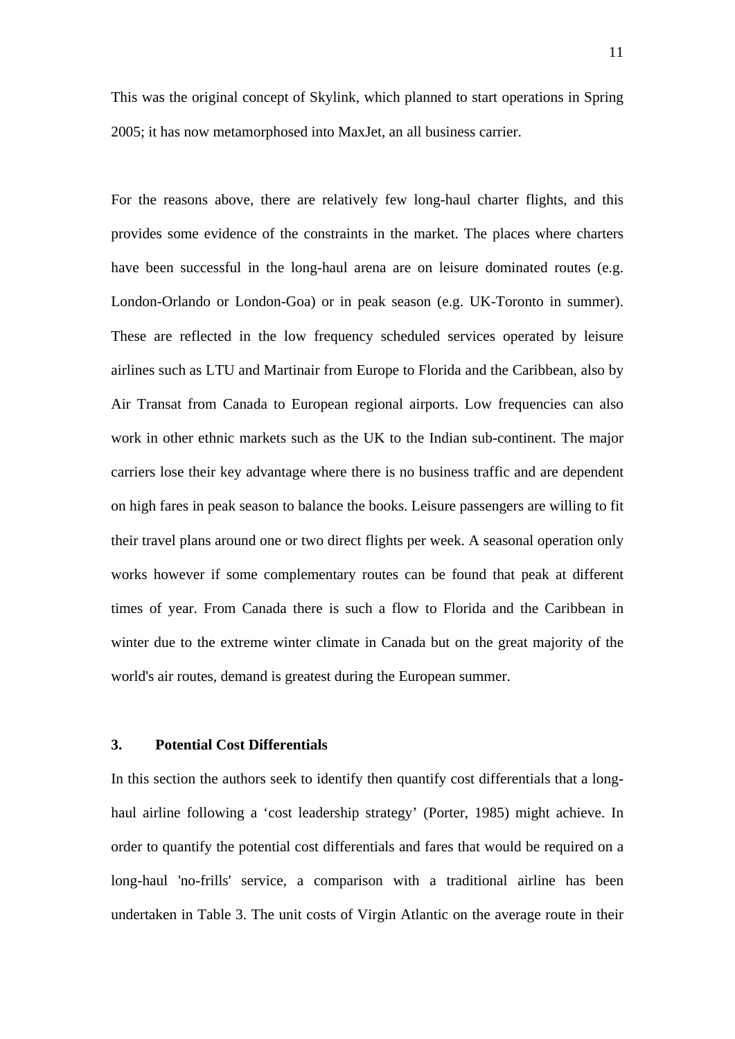This was the original concept of Skylink, which planned to start operations in Spring 2005; it has now metamorphosed into MaxJet, an all business carrier.

For the reasons above, there are relatively few long-haul charter flights, and this provides some evidence of the constraints in the market. The places where charters have been successful in the long-haul arena are on leisure dominated routes (e.g. London-Orlando or London-Goa) or in peak season (e.g. UK-Toronto in summer). These are reflected in the low frequency scheduled services operated by leisure airlines such as LTU and Martinair from Europe to Florida and the Caribbean, also by Air Transat from Canada to European regional airports. Low frequencies can also work in other ethnic markets such as the UK to the Indian sub-continent. The major carriers lose their key advantage where there is no business traffic and are dependent on high fares in peak season to balance the books. Leisure passengers are willing to fit their travel plans around one or two direct flights per week. A seasonal operation only works however if some complementary routes can be found that peak at different times of year. From Canada there is such a flow to Florida and the Caribbean in winter due to the extreme winter climate in Canada but on the great majority of the world's air routes, demand is greatest during the European summer.

## 3. Potential Cost Differentials

In this section the authors seek to identify then quantify cost differentials that a long-haul airline following a 'cost leadership strategy' (Porter, 1985) might achieve. In order to quantify the potential cost differentials and fares that would be required on a long-haul 'no-frills' service, a comparison with a traditional airline has been undertaken in Table 3. The unit costs of Virgin Atlantic on the average route in their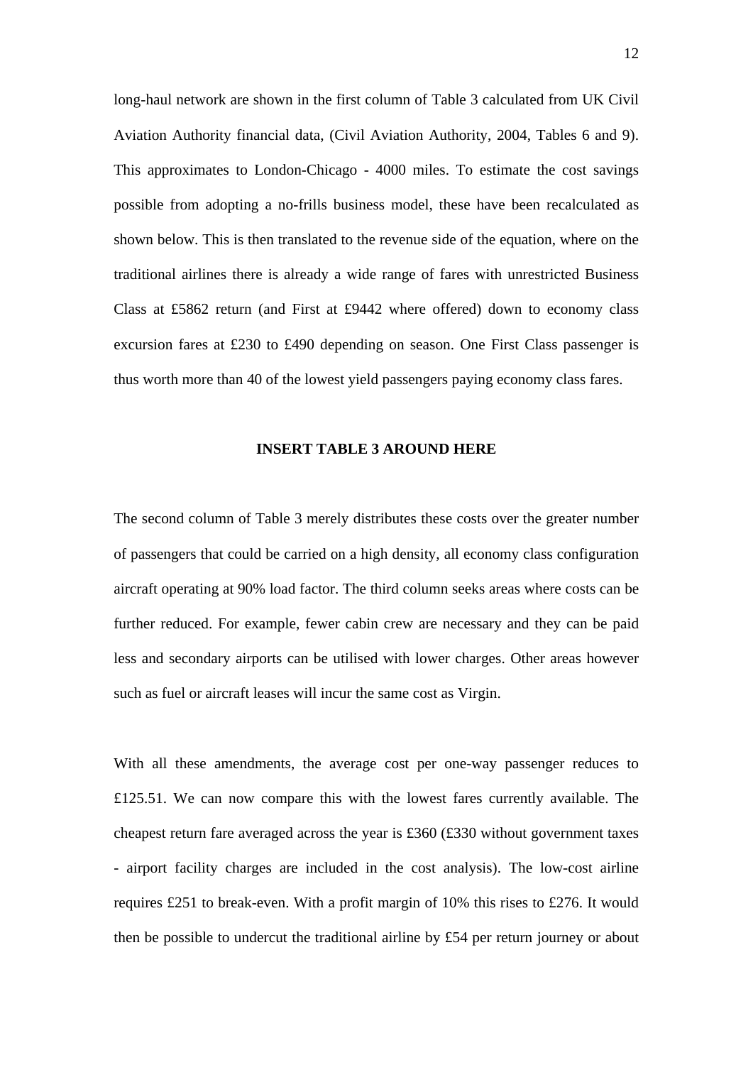long-haul network are shown in the first column of Table 3 calculated from UK Civil Aviation Authority financial data, (Civil Aviation Authority, 2004, Tables 6 and 9). This approximates to London-Chicago - 4000 miles. To estimate the cost savings possible from adopting a no-frills business model, these have been recalculated as shown below. This is then translated to the revenue side of the equation, where on the traditional airlines there is already a wide range of fares with unrestricted Business Class at £5862 return (and First at £9442 where offered) down to economy class excursion fares at £230 to £490 depending on season. One First Class passenger is thus worth more than 40 of the lowest yield passengers paying economy class fares.

**INSERT TABLE 3 AROUND HERE**

The second column of Table 3 merely distributes these costs over the greater number of passengers that could be carried on a high density, all economy class configuration aircraft operating at 90% load factor. The third column seeks areas where costs can be further reduced. For example, fewer cabin crew are necessary and they can be paid less and secondary airports can be utilised with lower charges. Other areas however such as fuel or aircraft leases will incur the same cost as Virgin.

With all these amendments, the average cost per one-way passenger reduces to £125.51. We can now compare this with the lowest fares currently available. The cheapest return fare averaged across the year is £360 (£330 without government taxes - airport facility charges are included in the cost analysis). The low-cost airline requires £251 to break-even. With a profit margin of 10% this rises to £276. It would then be possible to undercut the traditional airline by £54 per return journey or about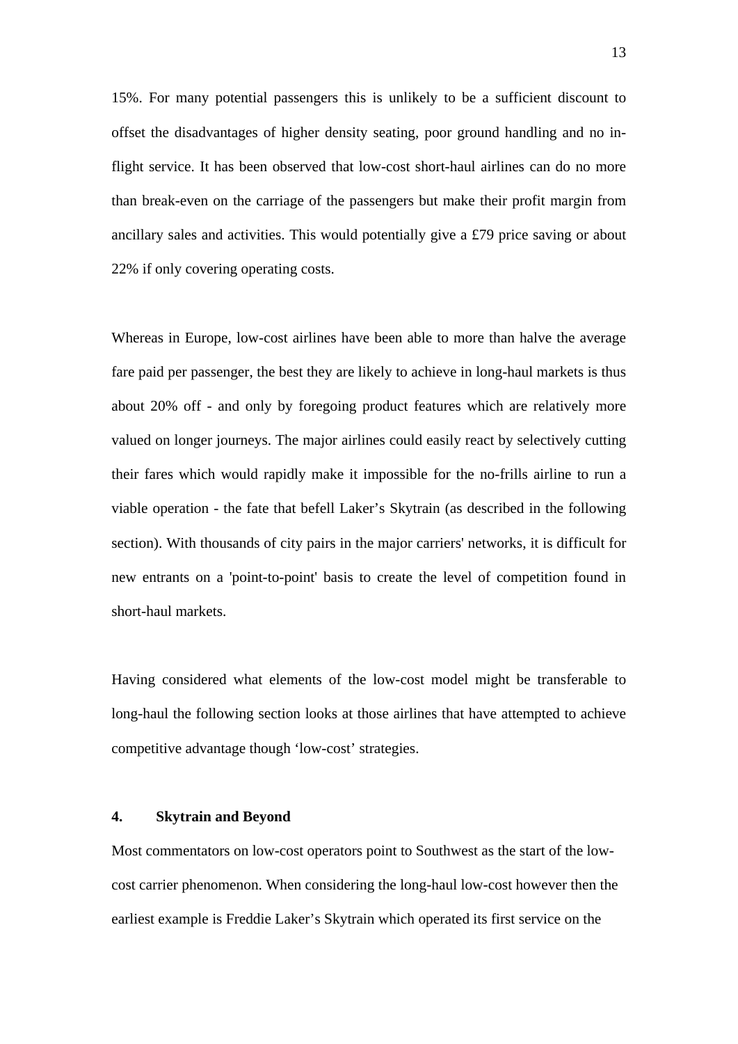15%. For many potential passengers this is unlikely to be a sufficient discount to offset the disadvantages of higher density seating, poor ground handling and no in-flight service. It has been observed that low-cost short-haul airlines can do no more than break-even on the carriage of the passengers but make their profit margin from ancillary sales and activities. This would potentially give a £79 price saving or about 22% if only covering operating costs.

Whereas in Europe, low-cost airlines have been able to more than halve the average fare paid per passenger, the best they are likely to achieve in long-haul markets is thus about 20% off - and only by foregoing product features which are relatively more valued on longer journeys. The major airlines could easily react by selectively cutting their fares which would rapidly make it impossible for the no-frills airline to run a viable operation - the fate that befell Laker's Skytrain (as described in the following section). With thousands of city pairs in the major carriers' networks, it is difficult for new entrants on a 'point-to-point' basis to create the level of competition found in short-haul markets.

Having considered what elements of the low-cost model might be transferable to long-haul the following section looks at those airlines that have attempted to achieve competitive advantage though 'low-cost' strategies.

## 4. Skytrain and Beyond

Most commentators on low-cost operators point to Southwest as the start of the low-cost carrier phenomenon. When considering the long-haul low-cost however then the earliest example is Freddie Laker's Skytrain which operated its first service on the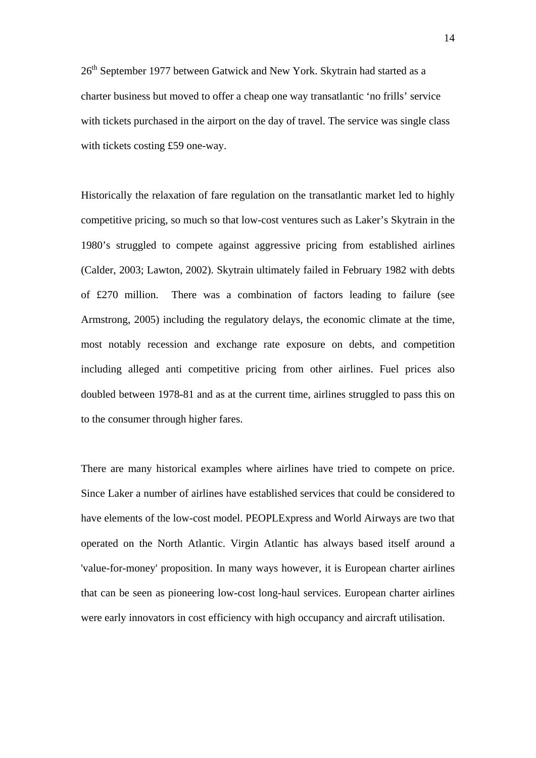26th September 1977 between Gatwick and New York. Skytrain had started as a charter business but moved to offer a cheap one way transatlantic 'no frills' service with tickets purchased in the airport on the day of travel. The service was single class with tickets costing £59 one-way.

Historically the relaxation of fare regulation on the transatlantic market led to highly competitive pricing, so much so that low-cost ventures such as Laker's Skytrain in the 1980's struggled to compete against aggressive pricing from established airlines (Calder, 2003; Lawton, 2002). Skytrain ultimately failed in February 1982 with debts of £270 million. There was a combination of factors leading to failure (see Armstrong, 2005) including the regulatory delays, the economic climate at the time, most notably recession and exchange rate exposure on debts, and competition including alleged anti competitive pricing from other airlines. Fuel prices also doubled between 1978-81 and as at the current time, airlines struggled to pass this on to the consumer through higher fares.

There are many historical examples where airlines have tried to compete on price. Since Laker a number of airlines have established services that could be considered to have elements of the low-cost model. PEOPLExpress and World Airways are two that operated on the North Atlantic. Virgin Atlantic has always based itself around a 'value-for-money' proposition. In many ways however, it is European charter airlines that can be seen as pioneering low-cost long-haul services. European charter airlines were early innovators in cost efficiency with high occupancy and aircraft utilisation.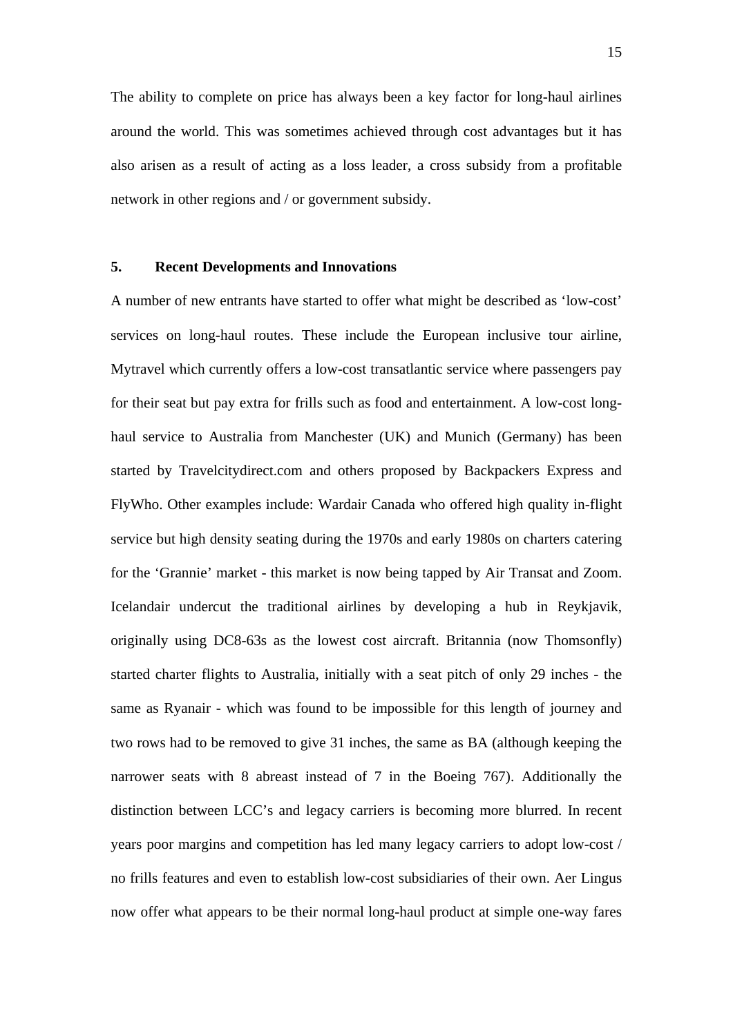The ability to complete on price has always been a key factor for long-haul airlines around the world. This was sometimes achieved through cost advantages but it has also arisen as a result of acting as a loss leader, a cross subsidy from a profitable network in other regions and / or government subsidy.

## 5. Recent Developments and Innovations

A number of new entrants have started to offer what might be described as 'low-cost' services on long-haul routes. These include the European inclusive tour airline, Mytravel which currently offers a low-cost transatlantic service where passengers pay for their seat but pay extra for frills such as food and entertainment. A low-cost long-haul service to Australia from Manchester (UK) and Munich (Germany) has been started by Travelcitydirect.com and others proposed by Backpackers Express and FlyWho. Other examples include: Wardair Canada who offered high quality in-flight service but high density seating during the 1970s and early 1980s on charters catering for the 'Grannie' market - this market is now being tapped by Air Transat and Zoom. Icelandair undercut the traditional airlines by developing a hub in Reykjavik, originally using DC8-63s as the lowest cost aircraft. Britannia (now Thomsonfly) started charter flights to Australia, initially with a seat pitch of only 29 inches - the same as Ryanair - which was found to be impossible for this length of journey and two rows had to be removed to give 31 inches, the same as BA (although keeping the narrower seats with 8 abreast instead of 7 in the Boeing 767). Additionally the distinction between LCC's and legacy carriers is becoming more blurred. In recent years poor margins and competition has led many legacy carriers to adopt low-cost / no frills features and even to establish low-cost subsidiaries of their own. Aer Lingus now offer what appears to be their normal long-haul product at simple one-way fares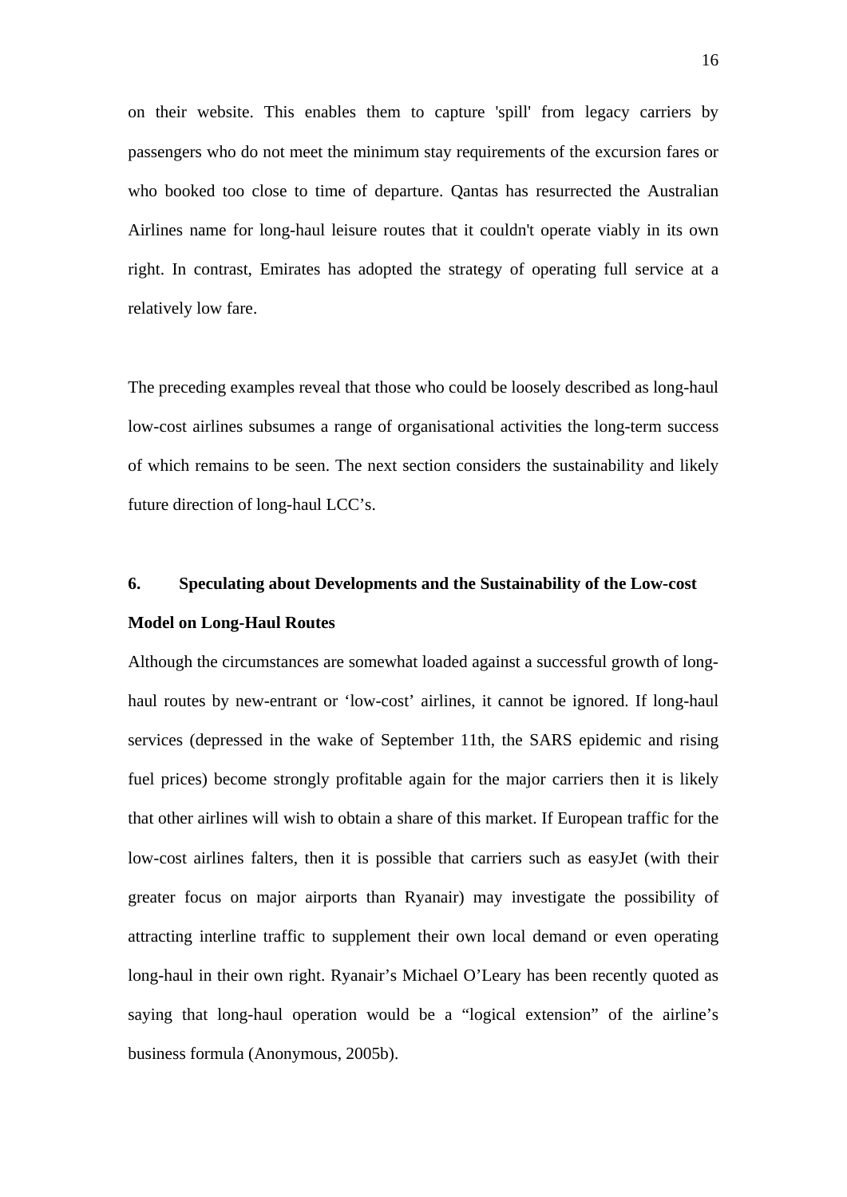on their website. This enables them to capture 'spill' from legacy carriers by passengers who do not meet the minimum stay requirements of the excursion fares or who booked too close to time of departure. Qantas has resurrected the Australian Airlines name for long-haul leisure routes that it couldn't operate viably in its own right. In contrast, Emirates has adopted the strategy of operating full service at a relatively low fare.

The preceding examples reveal that those who could be loosely described as long-haul low-cost airlines subsumes a range of organisational activities the long-term success of which remains to be seen. The next section considers the sustainability and likely future direction of long-haul LCC's.

## 6. Speculating about Developments and the Sustainability of the Low-cost Model on Long-Haul Routes

Although the circumstances are somewhat loaded against a successful growth of long-haul routes by new-entrant or 'low-cost' airlines, it cannot be ignored. If long-haul services (depressed in the wake of September 11th, the SARS epidemic and rising fuel prices) become strongly profitable again for the major carriers then it is likely that other airlines will wish to obtain a share of this market. If European traffic for the low-cost airlines falters, then it is possible that carriers such as easyJet (with their greater focus on major airports than Ryanair) may investigate the possibility of attracting interline traffic to supplement their own local demand or even operating long-haul in their own right. Ryanair's Michael O'Leary has been recently quoted as saying that long-haul operation would be a "logical extension" of the airline's business formula (Anonymous, 2005b).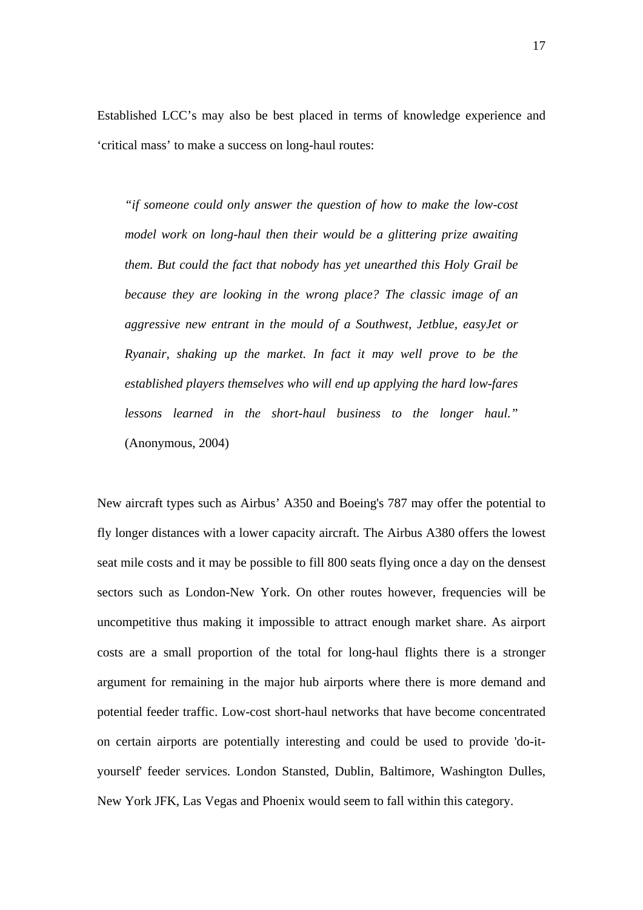Established LCC's may also be best placed in terms of knowledge experience and 'critical mass' to make a success on long-haul routes:

> *"if someone could only answer the question of how to make the low-cost model work on long-haul then their would be a glittering prize awaiting them. But could the fact that nobody has yet unearthed this Holy Grail be because they are looking in the wrong place? The classic image of an aggressive new entrant in the mould of a Southwest, Jetblue, easyJet or Ryanair, shaking up the market. In fact it may well prove to be the established players themselves who will end up applying the hard low-fares lessons learned in the short-haul business to the longer haul."* (Anonymous, 2004)

New aircraft types such as Airbus' A350 and Boeing's 787 may offer the potential to fly longer distances with a lower capacity aircraft. The Airbus A380 offers the lowest seat mile costs and it may be possible to fill 800 seats flying once a day on the densest sectors such as London-New York. On other routes however, frequencies will be uncompetitive thus making it impossible to attract enough market share. As airport costs are a small proportion of the total for long-haul flights there is a stronger argument for remaining in the major hub airports where there is more demand and potential feeder traffic. Low-cost short-haul networks that have become concentrated on certain airports are potentially interesting and could be used to provide 'do-it-yourself' feeder services. London Stansted, Dublin, Baltimore, Washington Dulles, New York JFK, Las Vegas and Phoenix would seem to fall within this category.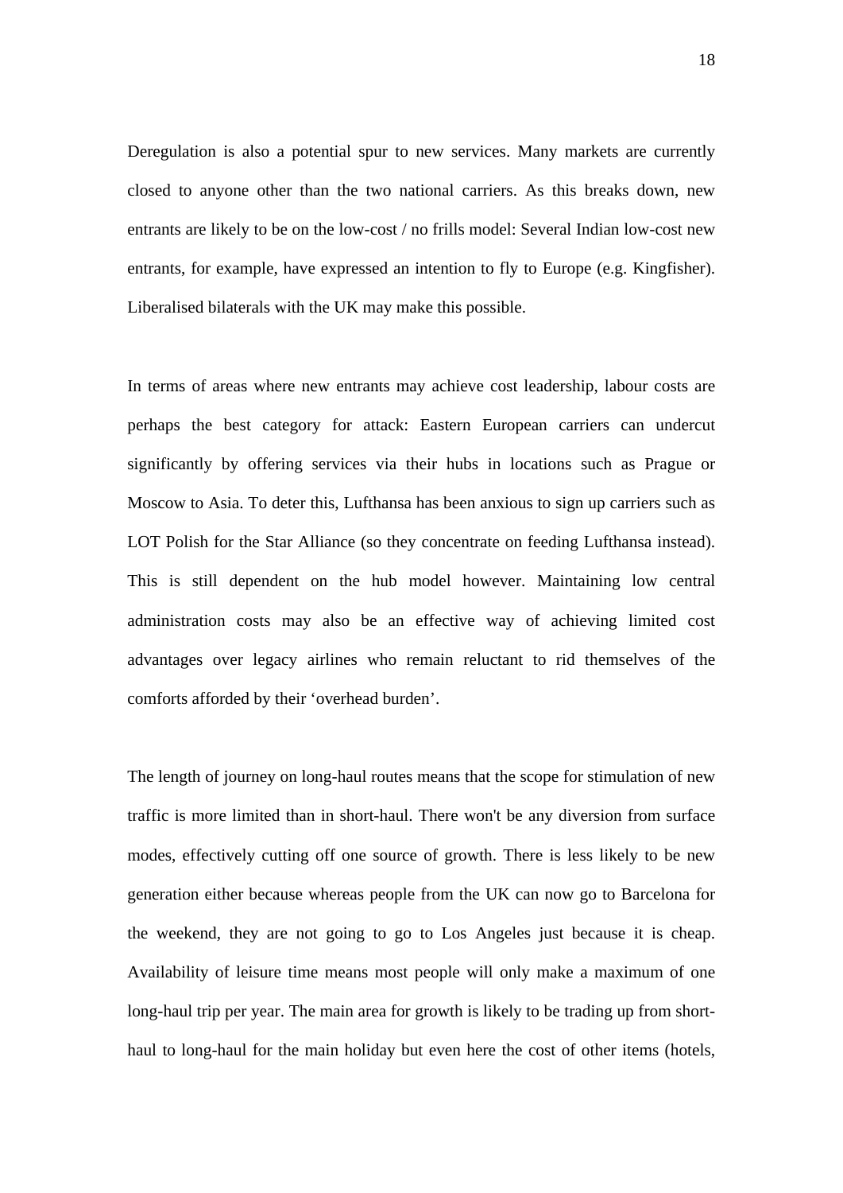Deregulation is also a potential spur to new services. Many markets are currently closed to anyone other than the two national carriers. As this breaks down, new entrants are likely to be on the low-cost / no frills model: Several Indian low-cost new entrants, for example, have expressed an intention to fly to Europe (e.g. Kingfisher). Liberalised bilaterals with the UK may make this possible.

In terms of areas where new entrants may achieve cost leadership, labour costs are perhaps the best category for attack: Eastern European carriers can undercut significantly by offering services via their hubs in locations such as Prague or Moscow to Asia. To deter this, Lufthansa has been anxious to sign up carriers such as LOT Polish for the Star Alliance (so they concentrate on feeding Lufthansa instead). This is still dependent on the hub model however. Maintaining low central administration costs may also be an effective way of achieving limited cost advantages over legacy airlines who remain reluctant to rid themselves of the comforts afforded by their 'overhead burden'.

The length of journey on long-haul routes means that the scope for stimulation of new traffic is more limited than in short-haul. There won't be any diversion from surface modes, effectively cutting off one source of growth. There is less likely to be new generation either because whereas people from the UK can now go to Barcelona for the weekend, they are not going to go to Los Angeles just because it is cheap. Availability of leisure time means most people will only make a maximum of one long-haul trip per year. The main area for growth is likely to be trading up from short-haul to long-haul for the main holiday but even here the cost of other items (hotels,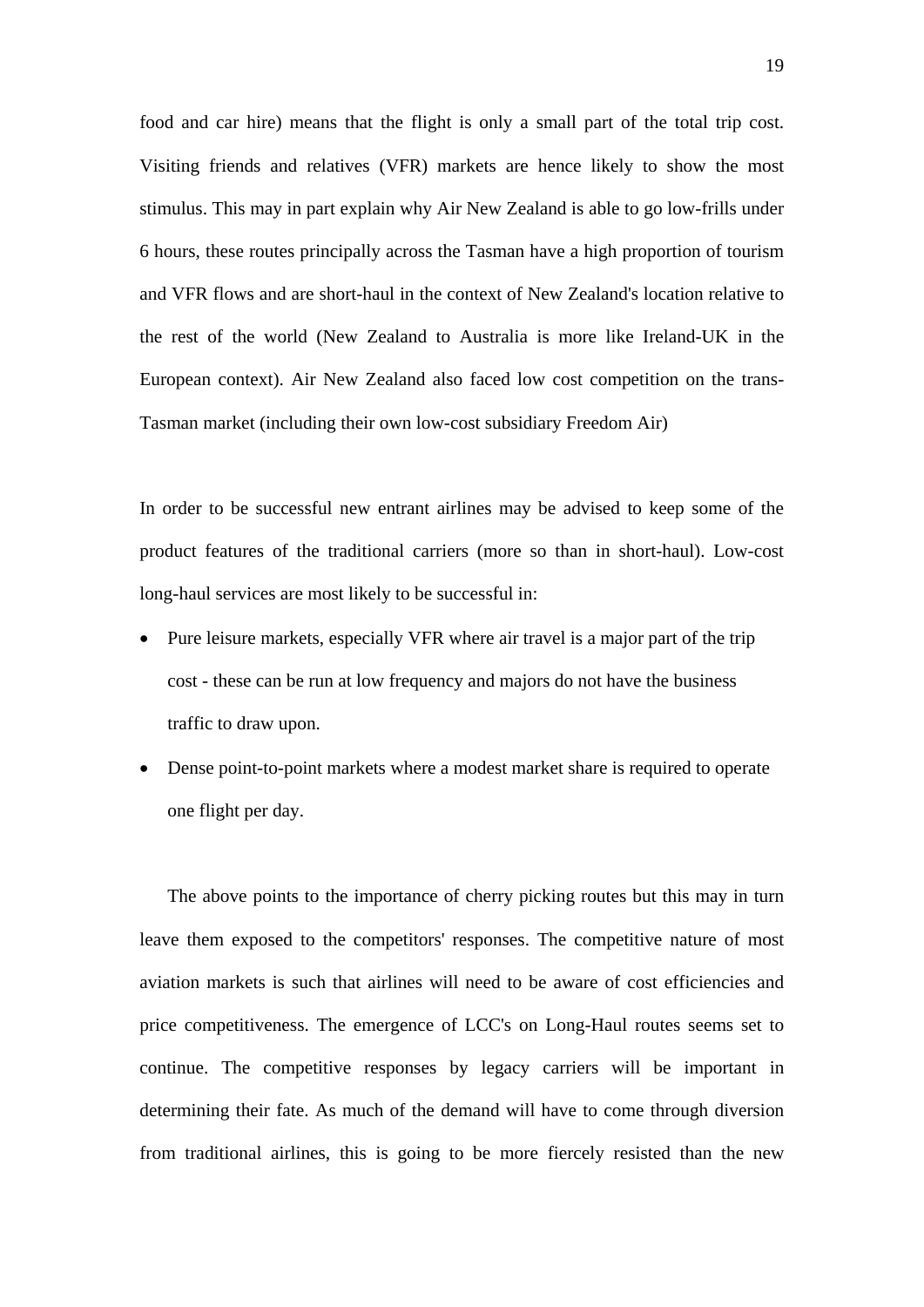food and car hire) means that the flight is only a small part of the total trip cost. Visiting friends and relatives (VFR) markets are hence likely to show the most stimulus. This may in part explain why Air New Zealand is able to go low-frills under 6 hours, these routes principally across the Tasman have a high proportion of tourism and VFR flows and are short-haul in the context of New Zealand's location relative to the rest of the world (New Zealand to Australia is more like Ireland-UK in the European context). Air New Zealand also faced low cost competition on the trans-Tasman market (including their own low-cost subsidiary Freedom Air)

In order to be successful new entrant airlines may be advised to keep some of the product features of the traditional carriers (more so than in short-haul). Low-cost long-haul services are most likely to be successful in:

- Pure leisure markets, especially VFR where air travel is a major part of the trip cost - these can be run at low frequency and majors do not have the business traffic to draw upon.
- Dense point-to-point markets where a modest market share is required to operate one flight per day.

The above points to the importance of cherry picking routes but this may in turn leave them exposed to the competitors' responses. The competitive nature of most aviation markets is such that airlines will need to be aware of cost efficiencies and price competitiveness. The emergence of LCC's on Long-Haul routes seems set to continue. The competitive responses by legacy carriers will be important in determining their fate. As much of the demand will have to come through diversion from traditional airlines, this is going to be more fiercely resisted than the new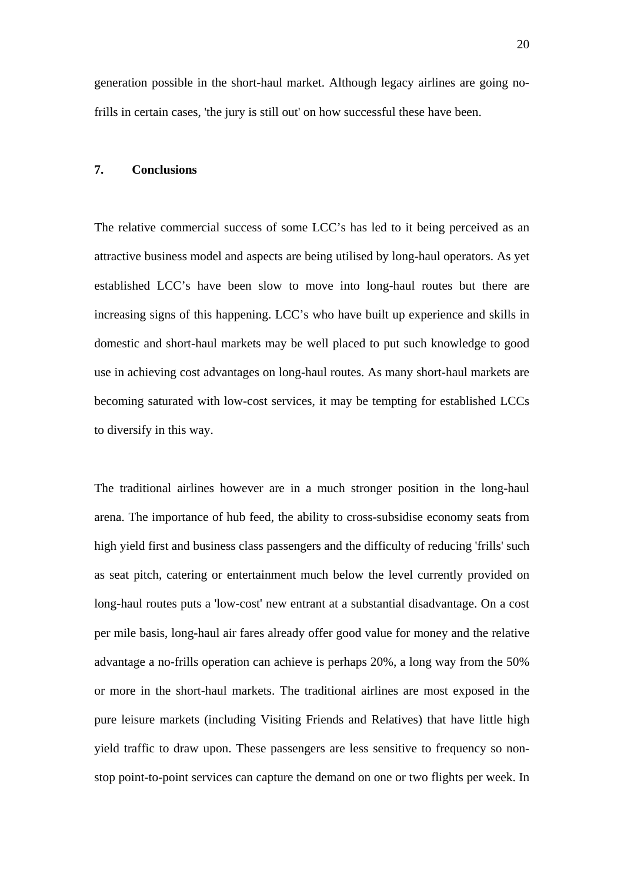generation possible in the short-haul market. Although legacy airlines are going no-frills in certain cases, 'the jury is still out' on how successful these have been.

## 7. Conclusions

The relative commercial success of some LCC’s has led to it being perceived as an attractive business model and aspects are being utilised by long-haul operators. As yet established LCC’s have been slow to move into long-haul routes but there are increasing signs of this happening. LCC’s who have built up experience and skills in domestic and short-haul markets may be well placed to put such knowledge to good use in achieving cost advantages on long-haul routes. As many short-haul markets are becoming saturated with low-cost services, it may be tempting for established LCCs to diversify in this way.

The traditional airlines however are in a much stronger position in the long-haul arena. The importance of hub feed, the ability to cross-subsidise economy seats from high yield first and business class passengers and the difficulty of reducing 'frills' such as seat pitch, catering or entertainment much below the level currently provided on long-haul routes puts a 'low-cost' new entrant at a substantial disadvantage. On a cost per mile basis, long-haul air fares already offer good value for money and the relative advantage a no-frills operation can achieve is perhaps 20%, a long way from the 50% or more in the short-haul markets. The traditional airlines are most exposed in the pure leisure markets (including Visiting Friends and Relatives) that have little high yield traffic to draw upon. These passengers are less sensitive to frequency so non-stop point-to-point services can capture the demand on one or two flights per week. In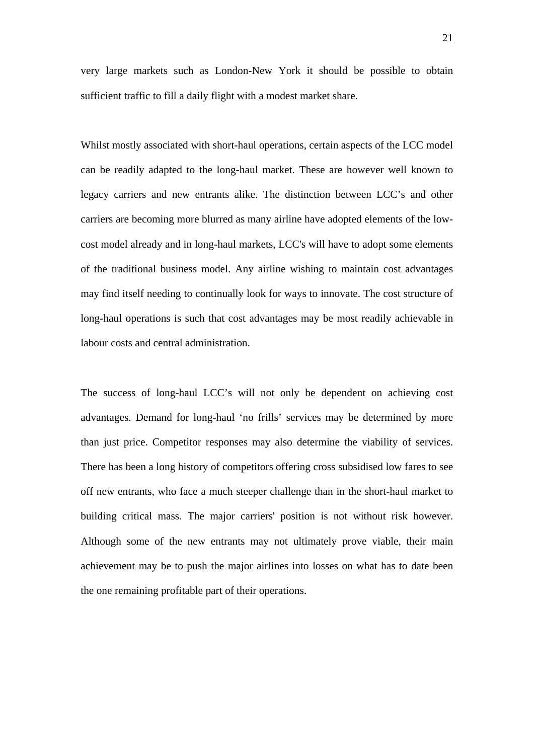very large markets such as London-New York it should be possible to obtain sufficient traffic to fill a daily flight with a modest market share.

Whilst mostly associated with short-haul operations, certain aspects of the LCC model can be readily adapted to the long-haul market. These are however well known to legacy carriers and new entrants alike. The distinction between LCC's and other carriers are becoming more blurred as many airline have adopted elements of the low-cost model already and in long-haul markets, LCC's will have to adopt some elements of the traditional business model. Any airline wishing to maintain cost advantages may find itself needing to continually look for ways to innovate. The cost structure of long-haul operations is such that cost advantages may be most readily achievable in labour costs and central administration.

The success of long-haul LCC's will not only be dependent on achieving cost advantages. Demand for long-haul 'no frills' services may be determined by more than just price. Competitor responses may also determine the viability of services. There has been a long history of competitors offering cross subsidised low fares to see off new entrants, who face a much steeper challenge than in the short-haul market to building critical mass. The major carriers' position is not without risk however. Although some of the new entrants may not ultimately prove viable, their main achievement may be to push the major airlines into losses on what has to date been the one remaining profitable part of their operations.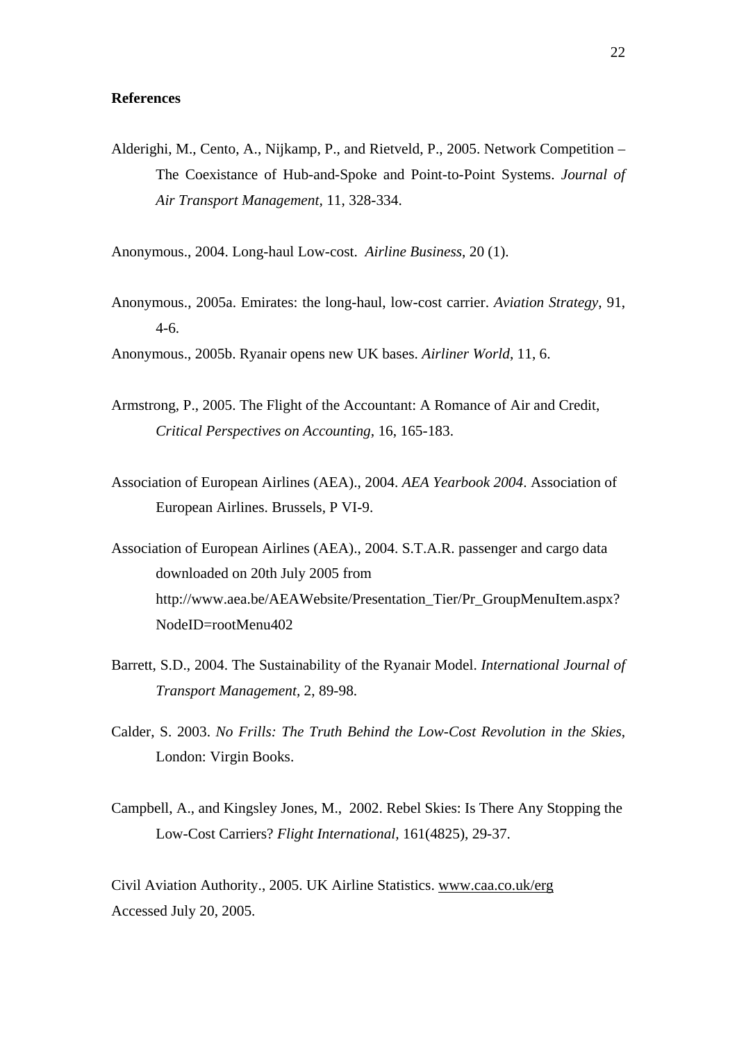## References

Alderighi, M., Cento, A., Nijkamp, P., and Rietveld, P., 2005. Network Competition – The Coexistance of Hub-and-Spoke and Point-to-Point Systems. *Journal of Air Transport Management*, 11, 328-334.

Anonymous., 2004. Long-haul Low-cost. *Airline Business*, 20 (1).

Anonymous., 2005a. Emirates: the long-haul, low-cost carrier. *Aviation Strategy*, 91, 4-6.

Anonymous., 2005b. Ryanair opens new UK bases. *Airliner World*, 11, 6.

Armstrong, P., 2005. The Flight of the Accountant: A Romance of Air and Credit, *Critical Perspectives on Accounting*, 16, 165-183.

Association of European Airlines (AEA)., 2004. *AEA Yearbook 2004*. Association of European Airlines. Brussels, P VI-9.

Association of European Airlines (AEA)., 2004. S.T.A.R. passenger and cargo data downloaded on 20th July 2005 from http://www.aea.be/AEAWebsite/Presentation_Tier/Pr_GroupMenuItem.aspx?NodeID=rootMenu402

Barrett, S.D., 2004. The Sustainability of the Ryanair Model. *International Journal of Transport Management*, 2, 89-98.

Calder, S. 2003. *No Frills: The Truth Behind the Low-Cost Revolution in the Skies*, London: Virgin Books.

Campbell, A., and Kingsley Jones, M., 2002. Rebel Skies: Is There Any Stopping the Low-Cost Carriers? *Flight International*, 161(4825), 29-37.

Civil Aviation Authority., 2005. UK Airline Statistics. www.caa.co.uk/erg Accessed July 20, 2005.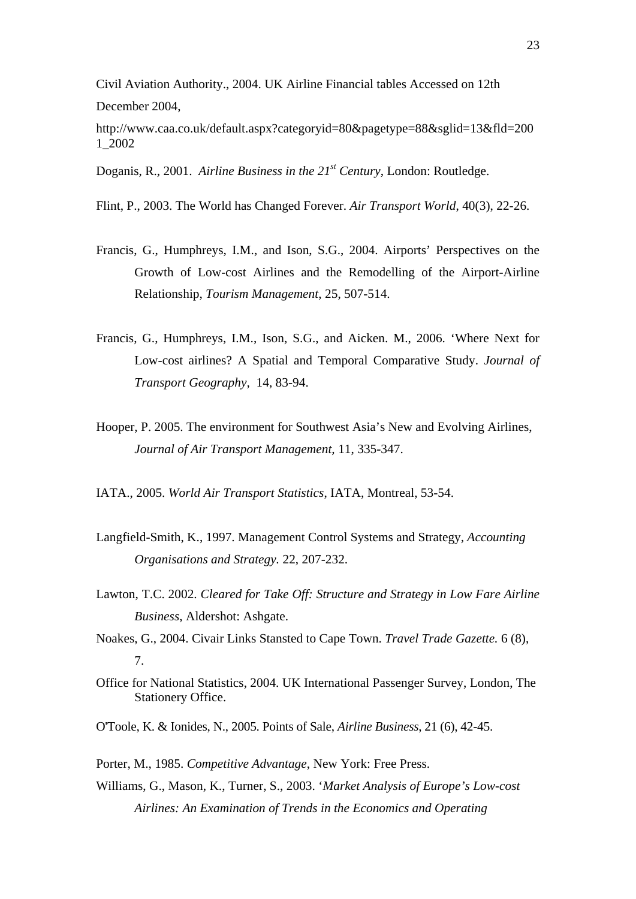Civil Aviation Authority., 2004. UK Airline Financial tables Accessed on 12th December 2004, http://www.caa.co.uk/default.aspx?categoryid=80&pagetype=88&sglid=13&fld=2001_2002

Doganis, R., 2001. *Airline Business in the 21st Century*, London: Routledge.

Flint, P., 2003. The World has Changed Forever. *Air Transport World*, 40(3), 22-26.

Francis, G., Humphreys, I.M., and Ison, S.G., 2004. Airports' Perspectives on the Growth of Low-cost Airlines and the Remodelling of the Airport-Airline Relationship, *Tourism Management*, 25, 507-514.

Francis, G., Humphreys, I.M., Ison, S.G., and Aicken. M., 2006. 'Where Next for Low-cost airlines? A Spatial and Temporal Comparative Study. *Journal of Transport Geography*, 14, 83-94.

Hooper, P. 2005. The environment for Southwest Asia's New and Evolving Airlines, *Journal of Air Transport Management*, 11, 335-347.

IATA., 2005. *World Air Transport Statistics*, IATA, Montreal, 53-54.

Langfield-Smith, K., 1997. Management Control Systems and Strategy, *Accounting Organisations and Strategy.* 22, 207-232.

Lawton, T.C. 2002. *Cleared for Take Off: Structure and Strategy in Low Fare Airline Business*, Aldershot: Ashgate.

Noakes, G., 2004. Civair Links Stansted to Cape Town. *Travel Trade Gazette.* 6 (8), 7.

Office for National Statistics, 2004. UK International Passenger Survey, London, The Stationery Office.

O'Toole, K. & Ionides, N., 2005. Points of Sale, *Airline Business*, 21 (6), 42-45.

Porter, M., 1985. *Competitive Advantage*, New York: Free Press.

Williams, G., Mason, K., Turner, S., 2003. '*Market Analysis of Europe's Low-cost Airlines: An Examination of Trends in the Economics and Operating*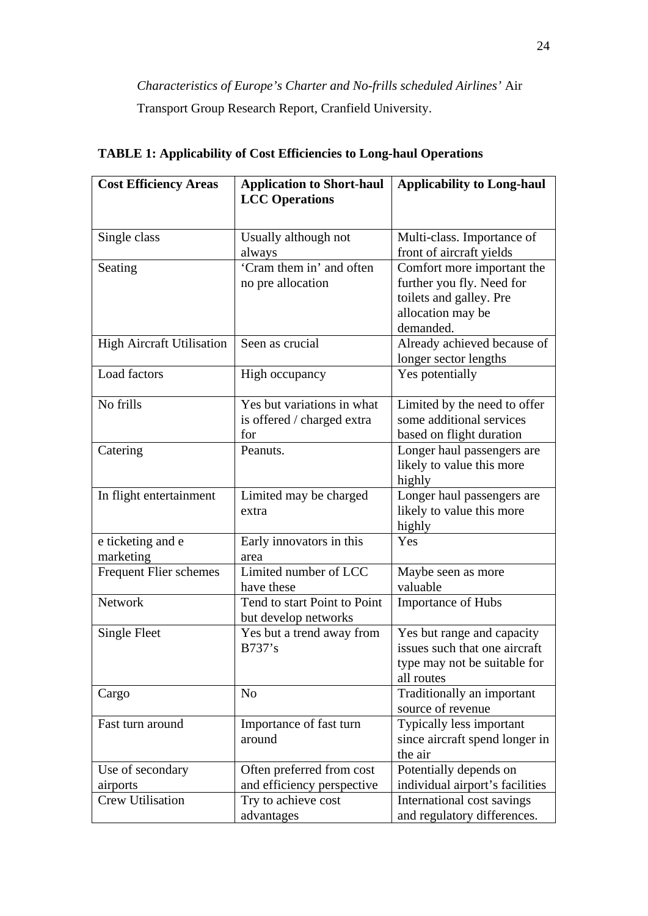*Characteristics of Europe's Charter and No-frills scheduled Airlines'* Air Transport Group Research Report, Cranfield University.

**TABLE 1: Applicability of Cost Efficiencies to Long-haul Operations**

| **Cost Efficiency Areas** | **Application to Short-haul LCC Operations** | **Applicability to Long-haul** |
|---|---|---|
| Single class | Usually although not always | Multi-class. Importance of front of aircraft yields |
| Seating | 'Cram them in' and often no pre allocation | Comfort more important the further you fly. Need for toilets and galley. Pre allocation may be demanded. |
| High Aircraft Utilisation | Seen as crucial | Already achieved because of longer sector lengths |
| Load factors | High occupancy | Yes potentially |
| No frills | Yes but variations in what is offered / charged extra for | Limited by the need to offer some additional services based on flight duration |
| Catering | Peanuts. | Longer haul passengers are likely to value this more highly |
| In flight entertainment | Limited may be charged extra | Longer haul passengers are likely to value this more highly |
| e ticketing and e marketing | Early innovators in this area | Yes |
| Frequent Flier schemes | Limited number of LCC have these | Maybe seen as more valuable |
| Network | Tend to start Point to Point but develop networks | Importance of Hubs |
| Single Fleet | Yes but a trend away from B737's | Yes but range and capacity issues such that one aircraft type may not be suitable for all routes |
| Cargo | No | Traditionally an important source of revenue |
| Fast turn around | Importance of fast turn around | Typically less important since aircraft spend longer in the air |
| Use of secondary airports | Often preferred from cost and efficiency perspective | Potentially depends on individual airport's facilities |
| Crew Utilisation | Try to achieve cost advantages | International cost savings and regulatory differences. |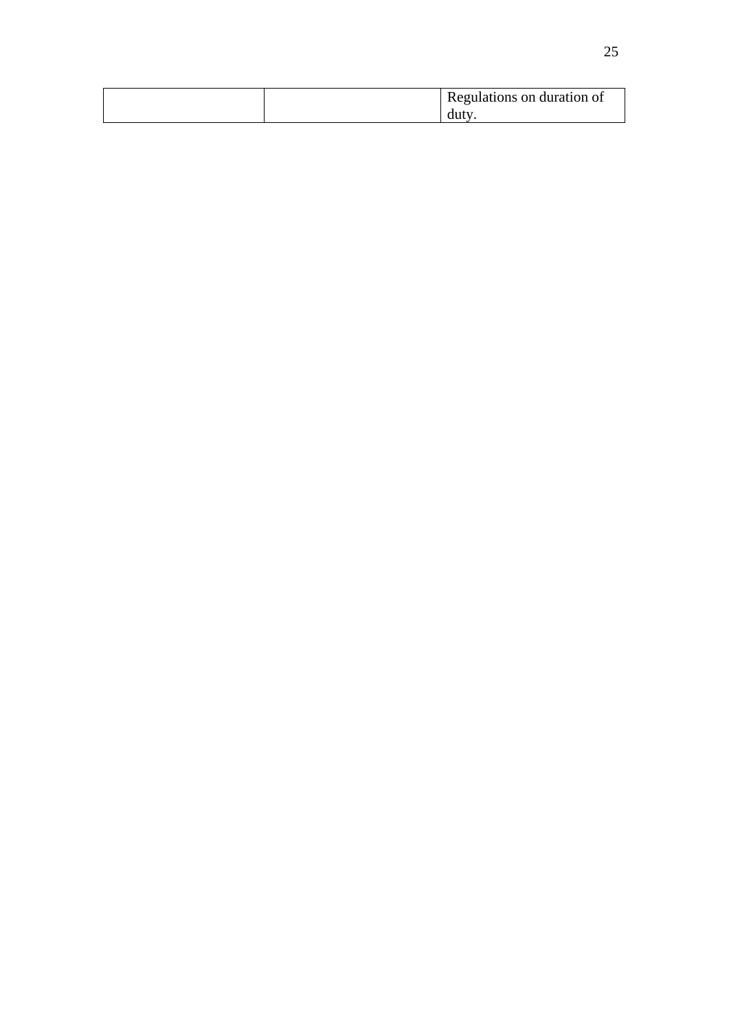|  |  | Regulations on duration of duty. |
| --- | --- | --- |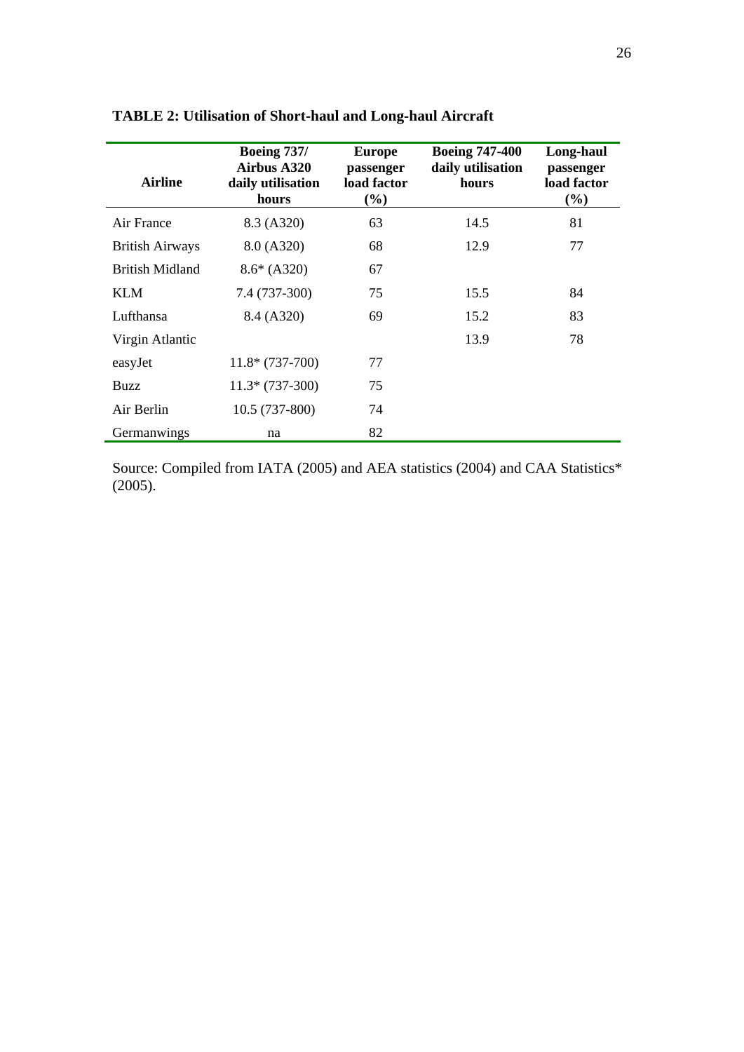**TABLE 2: Utilisation of Short-haul and Long-haul Aircraft**

| Airline | Boeing 737/ Airbus A320 daily utilisation hours | Europe passenger load factor (%) | Boeing 747-400 daily utilisation hours | Long-haul passenger load factor (%) |
|---|---|---|---|---|
| Air France | 8.3 (A320) | 63 | 14.5 | 81 |
| British Airways | 8.0 (A320) | 68 | 12.9 | 77 |
| British Midland | 8.6* (A320) | 67 | | |
| KLM | 7.4 (737-300) | 75 | 15.5 | 84 |
| Lufthansa | 8.4 (A320) | 69 | 15.2 | 83 |
| Virgin Atlantic | | | 13.9 | 78 |
| easyJet | 11.8* (737-700) | 77 | | |
| Buzz | 11.3* (737-300) | 75 | | |
| Air Berlin | 10.5 (737-800) | 74 | | |
| Germanwings | na | 82 | | |

Source: Compiled from IATA (2005) and AEA statistics (2004) and CAA Statistics* (2005).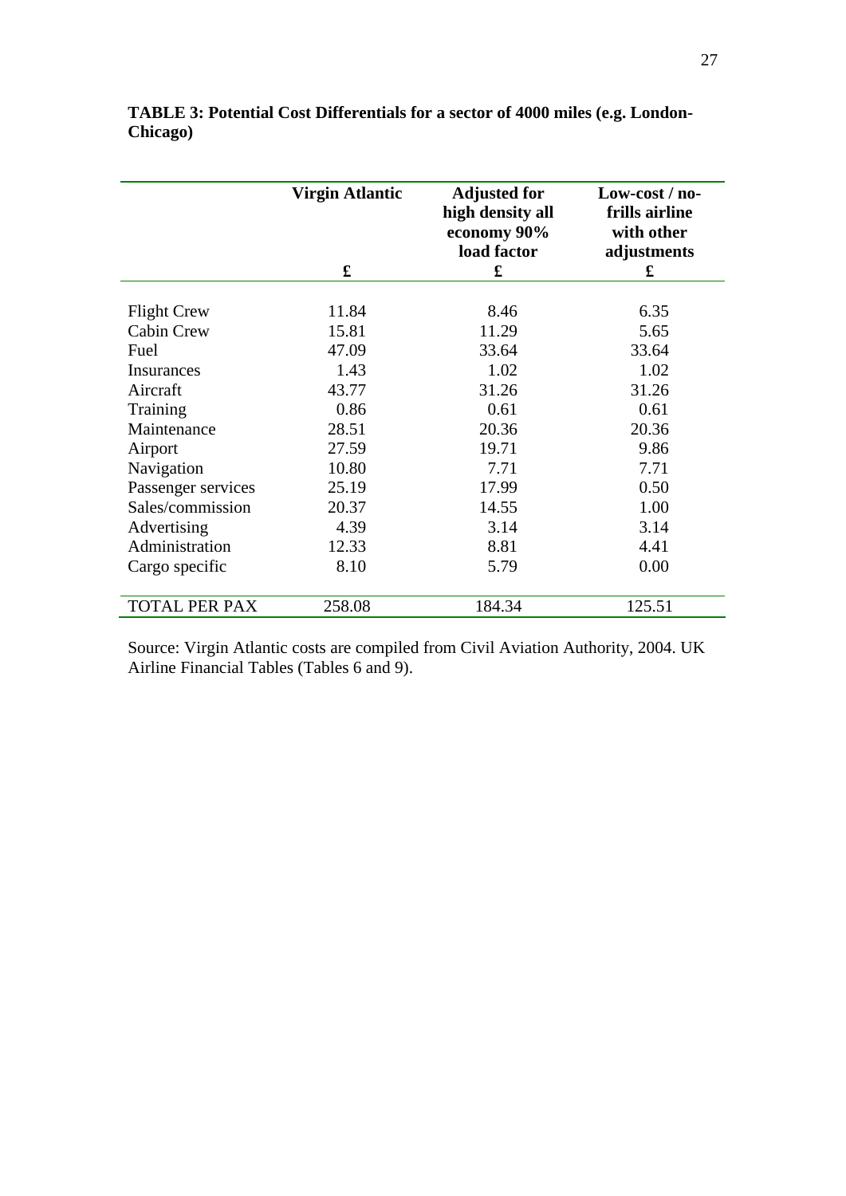**TABLE 3: Potential Cost Differentials for a sector of 4000 miles (e.g. London-Chicago)**

| | Virgin Atlantic | Adjusted for high density all economy 90% load factor | Low-cost / no-frills airline with other adjustments |
|---|---|---|---|
| | £ | £ | £ |
| Flight Crew | 11.84 | 8.46 | 6.35 |
| Cabin Crew | 15.81 | 11.29 | 5.65 |
| Fuel | 47.09 | 33.64 | 33.64 |
| Insurances | 1.43 | 1.02 | 1.02 |
| Aircraft | 43.77 | 31.26 | 31.26 |
| Training | 0.86 | 0.61 | 0.61 |
| Maintenance | 28.51 | 20.36 | 20.36 |
| Airport | 27.59 | 19.71 | 9.86 |
| Navigation | 10.80 | 7.71 | 7.71 |
| Passenger services | 25.19 | 17.99 | 0.50 |
| Sales/commission | 20.37 | 14.55 | 1.00 |
| Advertising | 4.39 | 3.14 | 3.14 |
| Administration | 12.33 | 8.81 | 4.41 |
| Cargo specific | 8.10 | 5.79 | 0.00 |
| TOTAL PER PAX | 258.08 | 184.34 | 125.51 |

Source: Virgin Atlantic costs are compiled from Civil Aviation Authority, 2004. UK Airline Financial Tables (Tables 6 and 9).